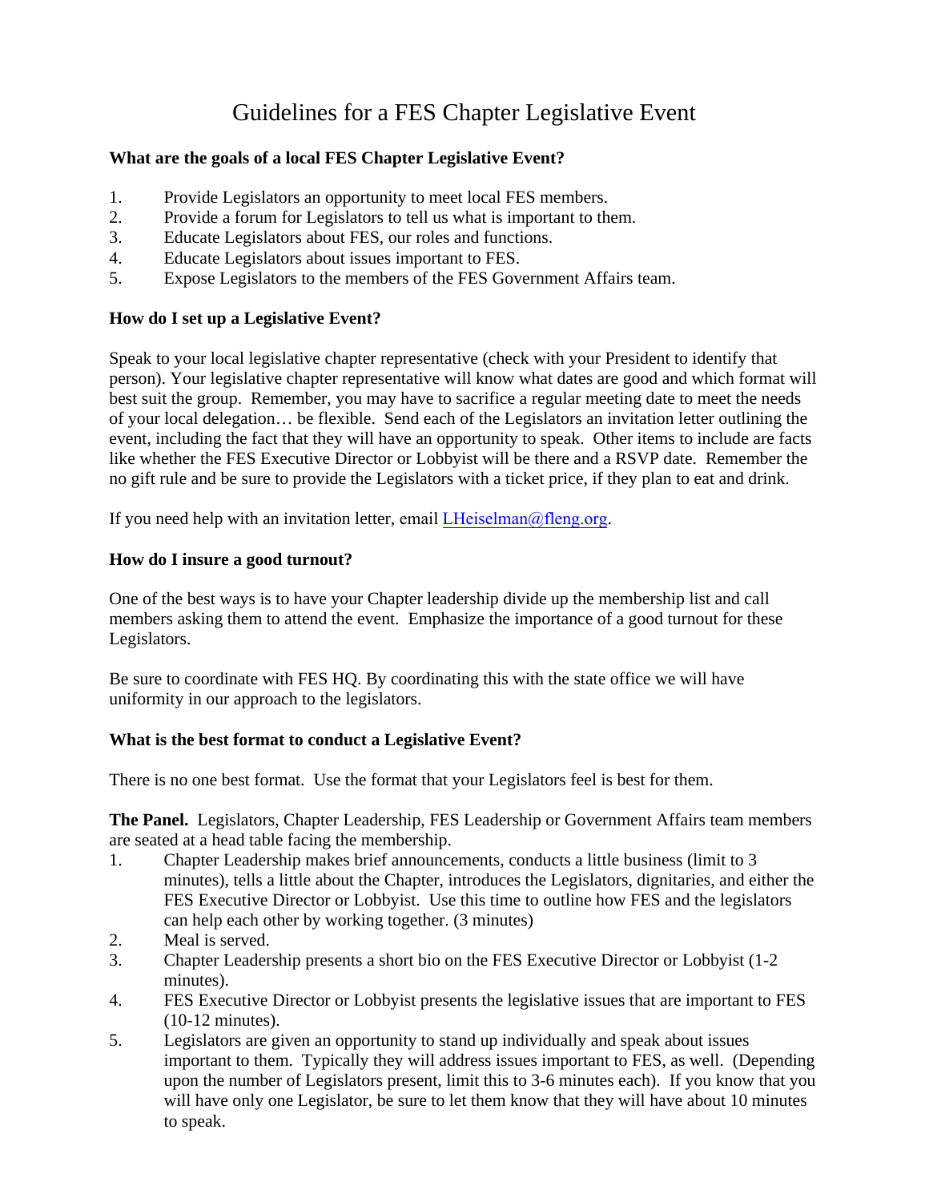# Guidelines for a FES Chapter Legislative Event

**What are the goals of a local FES Chapter Legislative Event?**

1. Provide Legislators an opportunity to meet local FES members.
2. Provide a forum for Legislators to tell us what is important to them.
3. Educate Legislators about FES, our roles and functions.
4. Educate Legislators about issues important to FES.
5. Expose Legislators to the members of the FES Government Affairs team.

**How do I set up a Legislative Event?**

Speak to your local legislative chapter representative (check with your President to identify that person). Your legislative chapter representative will know what dates are good and which format will best suit the group. Remember, you may have to sacrifice a regular meeting date to meet the needs of your local delegation… be flexible. Send each of the Legislators an invitation letter outlining the event, including the fact that they will have an opportunity to speak. Other items to include are facts like whether the FES Executive Director or Lobbyist will be there and a RSVP date. Remember the no gift rule and be sure to provide the Legislators with a ticket price, if they plan to eat and drink.

If you need help with an invitation letter, email [LHeiselman@fleng.org](mailto:LHeiselman@fleng.org).

**How do I insure a good turnout?**

One of the best ways is to have your Chapter leadership divide up the membership list and call members asking them to attend the event. Emphasize the importance of a good turnout for these Legislators.

Be sure to coordinate with FES HQ. By coordinating this with the state office we will have uniformity in our approach to the legislators.

**What is the best format to conduct a Legislative Event?**

There is no one best format. Use the format that your Legislators feel is best for them.

**The Panel.** Legislators, Chapter Leadership, FES Leadership or Government Affairs team members are seated at a head table facing the membership.

1. Chapter Leadership makes brief announcements, conducts a little business (limit to 3 minutes), tells a little about the Chapter, introduces the Legislators, dignitaries, and either the FES Executive Director or Lobbyist. Use this time to outline how FES and the legislators can help each other by working together. (3 minutes)
2. Meal is served.
3. Chapter Leadership presents a short bio on the FES Executive Director or Lobbyist (1-2 minutes).
4. FES Executive Director or Lobbyist presents the legislative issues that are important to FES (10-12 minutes).
5. Legislators are given an opportunity to stand up individually and speak about issues important to them. Typically they will address issues important to FES, as well. (Depending upon the number of Legislators present, limit this to 3-6 minutes each). If you know that you will have only one Legislator, be sure to let them know that they will have about 10 minutes to speak.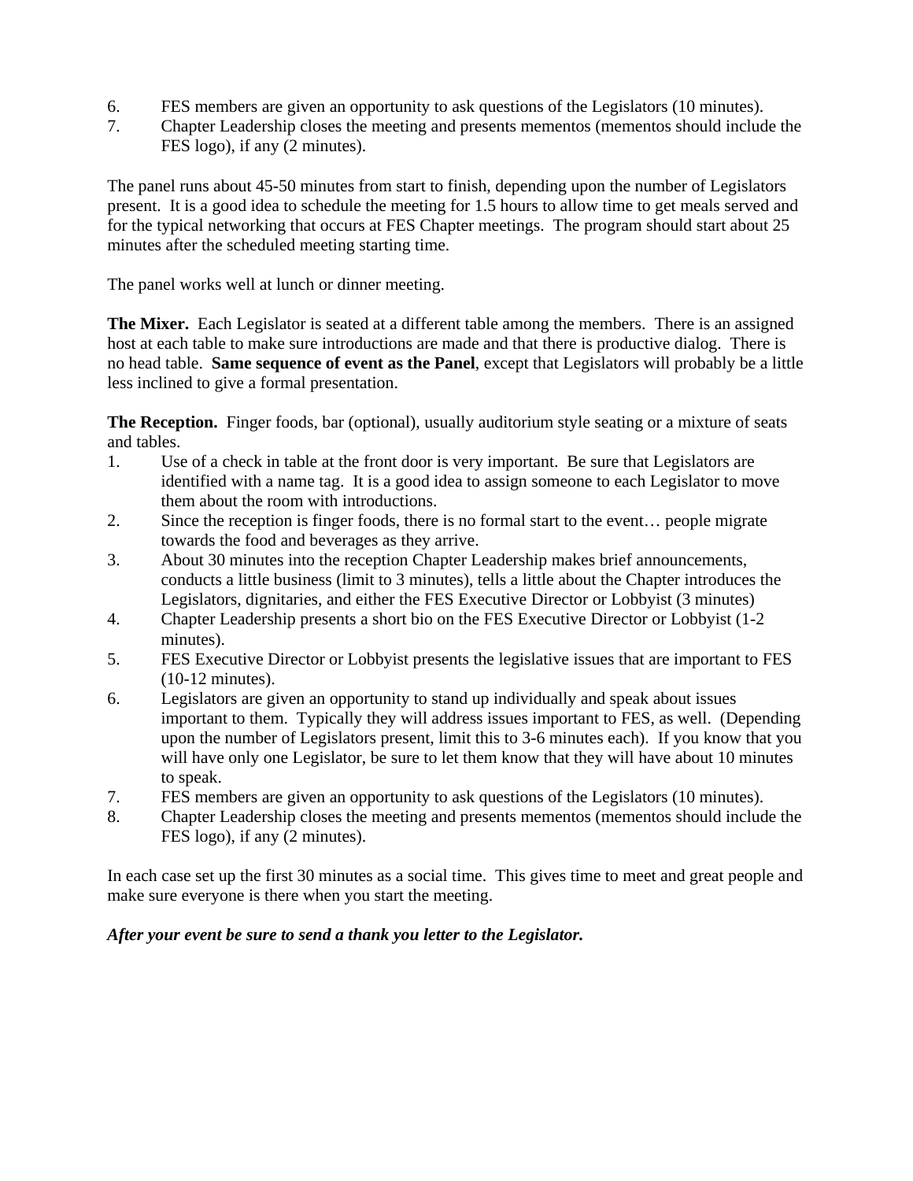6. FES members are given an opportunity to ask questions of the Legislators (10 minutes).
7. Chapter Leadership closes the meeting and presents mementos (mementos should include the FES logo), if any (2 minutes).

The panel runs about 45-50 minutes from start to finish, depending upon the number of Legislators present. It is a good idea to schedule the meeting for 1.5 hours to allow time to get meals served and for the typical networking that occurs at FES Chapter meetings. The program should start about 25 minutes after the scheduled meeting starting time.

The panel works well at lunch or dinner meeting.

**The Mixer.** Each Legislator is seated at a different table among the members. There is an assigned host at each table to make sure introductions are made and that there is productive dialog. There is no head table. **Same sequence of event as the Panel**, except that Legislators will probably be a little less inclined to give a formal presentation.

**The Reception.** Finger foods, bar (optional), usually auditorium style seating or a mixture of seats and tables.

1. Use of a check in table at the front door is very important. Be sure that Legislators are identified with a name tag. It is a good idea to assign someone to each Legislator to move them about the room with introductions.
2. Since the reception is finger foods, there is no formal start to the event… people migrate towards the food and beverages as they arrive.
3. About 30 minutes into the reception Chapter Leadership makes brief announcements, conducts a little business (limit to 3 minutes), tells a little about the Chapter introduces the Legislators, dignitaries, and either the FES Executive Director or Lobbyist (3 minutes)
4. Chapter Leadership presents a short bio on the FES Executive Director or Lobbyist (1-2 minutes).
5. FES Executive Director or Lobbyist presents the legislative issues that are important to FES (10-12 minutes).
6. Legislators are given an opportunity to stand up individually and speak about issues important to them. Typically they will address issues important to FES, as well. (Depending upon the number of Legislators present, limit this to 3-6 minutes each). If you know that you will have only one Legislator, be sure to let them know that they will have about 10 minutes to speak.
7. FES members are given an opportunity to ask questions of the Legislators (10 minutes).
8. Chapter Leadership closes the meeting and presents mementos (mementos should include the FES logo), if any (2 minutes).

In each case set up the first 30 minutes as a social time. This gives time to meet and great people and make sure everyone is there when you start the meeting.

***After your event be sure to send a thank you letter to the Legislator.***